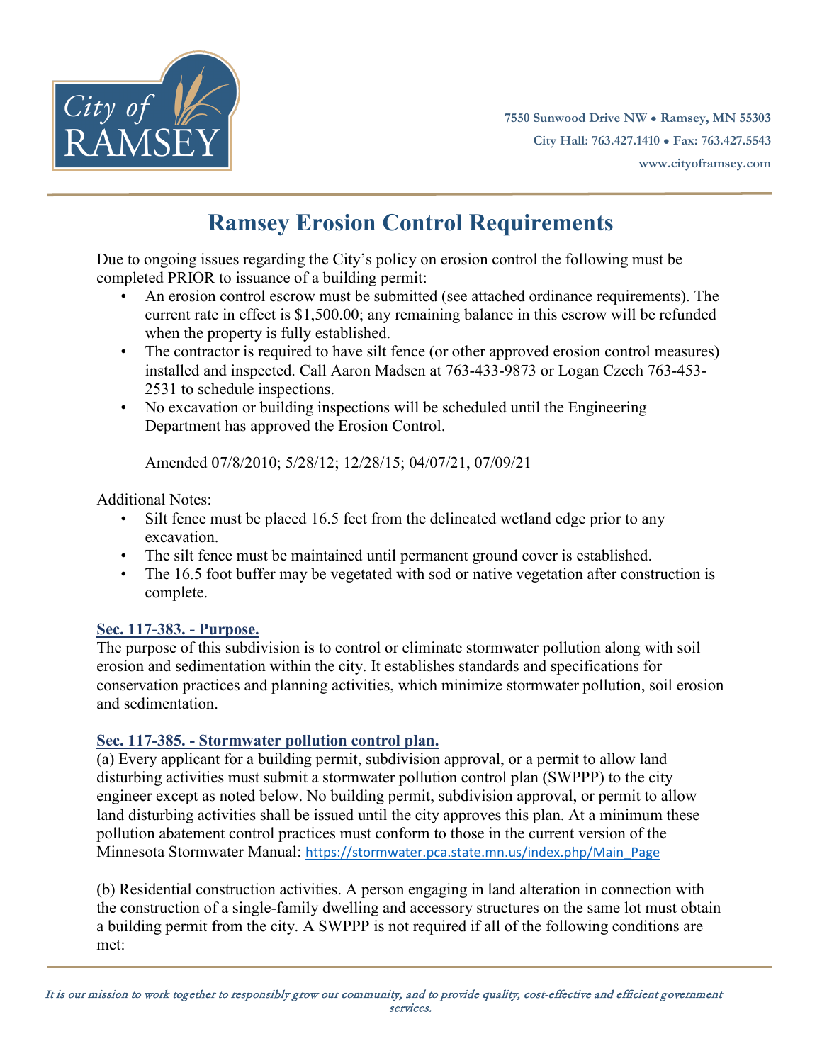City of RAMSEY

7550 Sunwood Drive NW • Ramsey, MN 55303
City Hall: 763.427.1410 • Fax: 763.427.5543
www.cityoframsey.com

# Ramsey Erosion Control Requirements

Due to ongoing issues regarding the City's policy on erosion control the following must be completed PRIOR to issuance of a building permit:

- An erosion control escrow must be submitted (see attached ordinance requirements). The current rate in effect is $1,500.00; any remaining balance in this escrow will be refunded when the property is fully established.
- The contractor is required to have silt fence (or other approved erosion control measures) installed and inspected. Call Aaron Madsen at 763-433-9873 or Logan Czech 763-453-2531 to schedule inspections.
- No excavation or building inspections will be scheduled until the Engineering Department has approved the Erosion Control.

Amended 07/8/2010; 5/28/12; 12/28/15; 04/07/21, 07/09/21

Additional Notes:

- Silt fence must be placed 16.5 feet from the delineated wetland edge prior to any excavation.
- The silt fence must be maintained until permanent ground cover is established.
- The 16.5 foot buffer may be vegetated with sod or native vegetation after construction is complete.

### Sec. 117-383. - Purpose.

The purpose of this subdivision is to control or eliminate stormwater pollution along with soil erosion and sedimentation within the city. It establishes standards and specifications for conservation practices and planning activities, which minimize stormwater pollution, soil erosion and sedimentation.

### Sec. 117-385. - Stormwater pollution control plan.

(a) Every applicant for a building permit, subdivision approval, or a permit to allow land disturbing activities must submit a stormwater pollution control plan (SWPPP) to the city engineer except as noted below. No building permit, subdivision approval, or permit to allow land disturbing activities shall be issued until the city approves this plan. At a minimum these pollution abatement control practices must conform to those in the current version of the Minnesota Stormwater Manual: https://stormwater.pca.state.mn.us/index.php/Main_Page

(b) Residential construction activities. A person engaging in land alteration in connection with the construction of a single-family dwelling and accessory structures on the same lot must obtain a building permit from the city. A SWPPP is not required if all of the following conditions are met:

*It is our mission to work together to responsibly grow our community, and to provide quality, cost-effective and efficient government services.*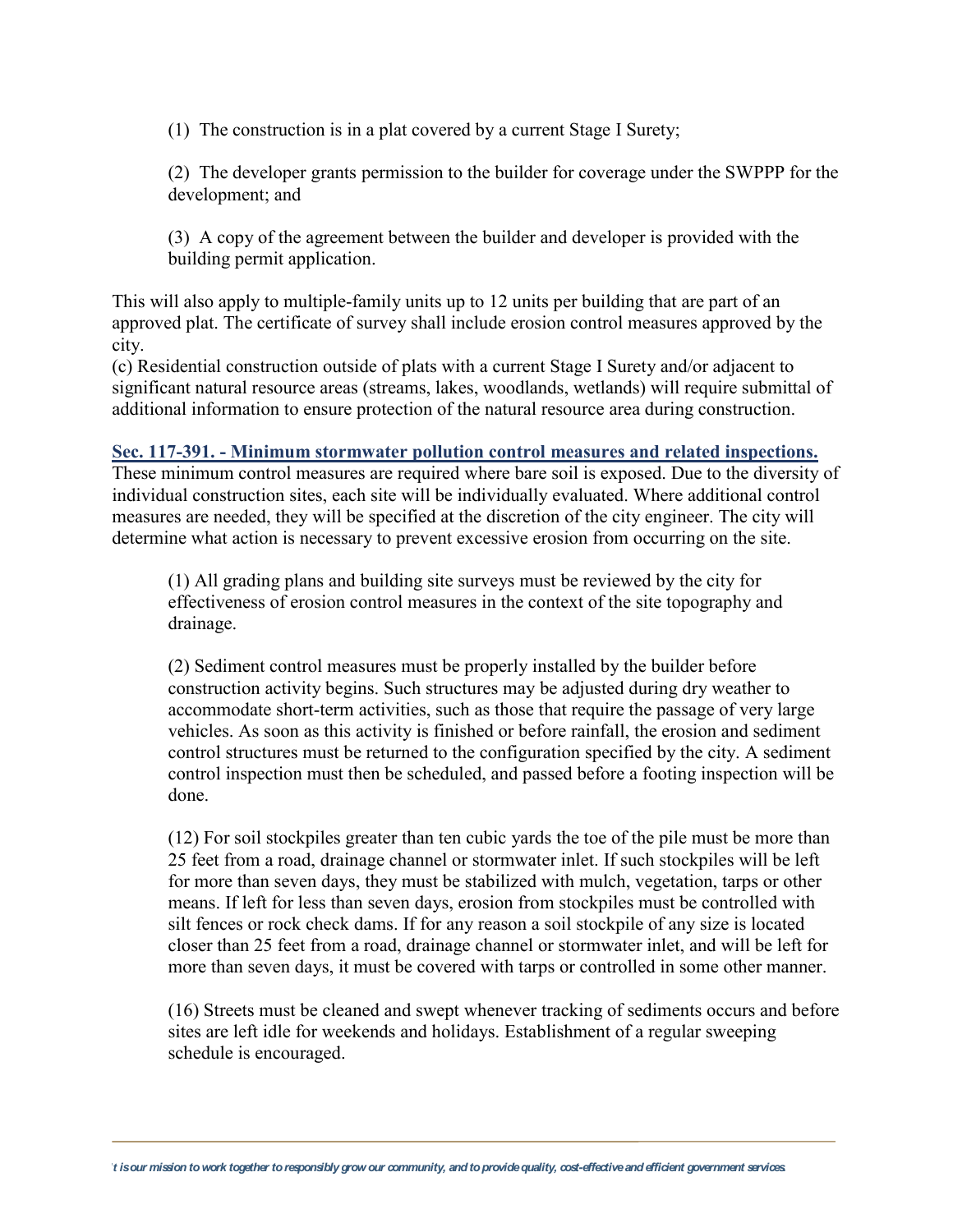(1) The construction is in a plat covered by a current Stage I Surety;

(2) The developer grants permission to the builder for coverage under the SWPPP for the development; and

(3) A copy of the agreement between the builder and developer is provided with the building permit application.

This will also apply to multiple-family units up to 12 units per building that are part of an approved plat. The certificate of survey shall include erosion control measures approved by the city.

(c) Residential construction outside of plats with a current Stage I Surety and/or adjacent to significant natural resource areas (streams, lakes, woodlands, wetlands) will require submittal of additional information to ensure protection of the natural resource area during construction.

**Sec. 117-391. - Minimum stormwater pollution control measures and related inspections.**

These minimum control measures are required where bare soil is exposed. Due to the diversity of individual construction sites, each site will be individually evaluated. Where additional control measures are needed, they will be specified at the discretion of the city engineer. The city will determine what action is necessary to prevent excessive erosion from occurring on the site.

(1) All grading plans and building site surveys must be reviewed by the city for effectiveness of erosion control measures in the context of the site topography and drainage.

(2) Sediment control measures must be properly installed by the builder before construction activity begins. Such structures may be adjusted during dry weather to accommodate short-term activities, such as those that require the passage of very large vehicles. As soon as this activity is finished or before rainfall, the erosion and sediment control structures must be returned to the configuration specified by the city. A sediment control inspection must then be scheduled, and passed before a footing inspection will be done.

(12) For soil stockpiles greater than ten cubic yards the toe of the pile must be more than 25 feet from a road, drainage channel or stormwater inlet. If such stockpiles will be left for more than seven days, they must be stabilized with mulch, vegetation, tarps or other means. If left for less than seven days, erosion from stockpiles must be controlled with silt fences or rock check dams. If for any reason a soil stockpile of any size is located closer than 25 feet from a road, drainage channel or stormwater inlet, and will be left for more than seven days, it must be covered with tarps or controlled in some other manner.

(16) Streets must be cleaned and swept whenever tracking of sediments occurs and before sites are left idle for weekends and holidays. Establishment of a regular sweeping schedule is encouraged.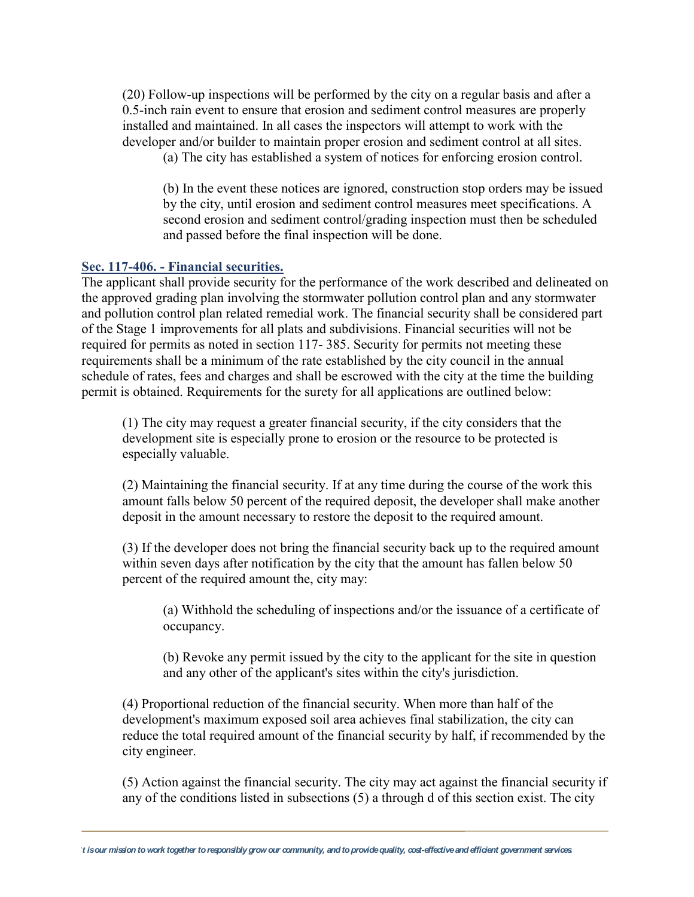(20) Follow-up inspections will be performed by the city on a regular basis and after a 0.5-inch rain event to ensure that erosion and sediment control measures are properly installed and maintained. In all cases the inspectors will attempt to work with the developer and/or builder to maintain proper erosion and sediment control at all sites.

(a) The city has established a system of notices for enforcing erosion control.

(b) In the event these notices are ignored, construction stop orders may be issued by the city, until erosion and sediment control measures meet specifications. A second erosion and sediment control/grading inspection must then be scheduled and passed before the final inspection will be done.

### Sec. 117-406. - Financial securities.

The applicant shall provide security for the performance of the work described and delineated on the approved grading plan involving the stormwater pollution control plan and any stormwater and pollution control plan related remedial work. The financial security shall be considered part of the Stage 1 improvements for all plats and subdivisions. Financial securities will not be required for permits as noted in section 117- 385. Security for permits not meeting these requirements shall be a minimum of the rate established by the city council in the annual schedule of rates, fees and charges and shall be escrowed with the city at the time the building permit is obtained. Requirements for the surety for all applications are outlined below:

(1) The city may request a greater financial security, if the city considers that the development site is especially prone to erosion or the resource to be protected is especially valuable.

(2) Maintaining the financial security. If at any time during the course of the work this amount falls below 50 percent of the required deposit, the developer shall make another deposit in the amount necessary to restore the deposit to the required amount.

(3) If the developer does not bring the financial security back up to the required amount within seven days after notification by the city that the amount has fallen below 50 percent of the required amount the, city may:

(a) Withhold the scheduling of inspections and/or the issuance of a certificate of occupancy.

(b) Revoke any permit issued by the city to the applicant for the site in question and any other of the applicant's sites within the city's jurisdiction.

(4) Proportional reduction of the financial security. When more than half of the development's maximum exposed soil area achieves final stabilization, the city can reduce the total required amount of the financial security by half, if recommended by the city engineer.

(5) Action against the financial security. The city may act against the financial security if any of the conditions listed in subsections (5) a through d of this section exist. The city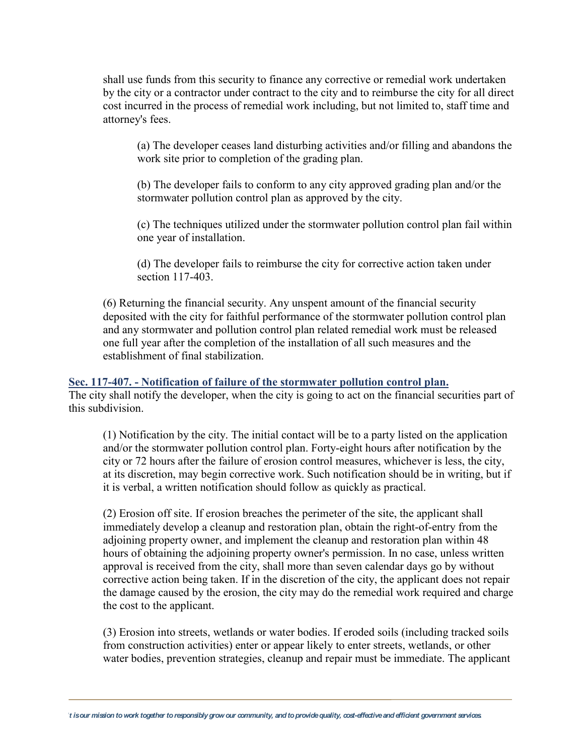shall use funds from this security to finance any corrective or remedial work undertaken by the city or a contractor under contract to the city and to reimburse the city for all direct cost incurred in the process of remedial work including, but not limited to, staff time and attorney's fees.

(a) The developer ceases land disturbing activities and/or filling and abandons the work site prior to completion of the grading plan.

(b) The developer fails to conform to any city approved grading plan and/or the stormwater pollution control plan as approved by the city.

(c) The techniques utilized under the stormwater pollution control plan fail within one year of installation.

(d) The developer fails to reimburse the city for corrective action taken under section 117-403.

(6) Returning the financial security. Any unspent amount of the financial security deposited with the city for faithful performance of the stormwater pollution control plan and any stormwater and pollution control plan related remedial work must be released one full year after the completion of the installation of all such measures and the establishment of final stabilization.

### Sec. 117-407. - Notification of failure of the stormwater pollution control plan.

The city shall notify the developer, when the city is going to act on the financial securities part of this subdivision.

(1) Notification by the city. The initial contact will be to a party listed on the application and/or the stormwater pollution control plan. Forty-eight hours after notification by the city or 72 hours after the failure of erosion control measures, whichever is less, the city, at its discretion, may begin corrective work. Such notification should be in writing, but if it is verbal, a written notification should follow as quickly as practical.

(2) Erosion off site. If erosion breaches the perimeter of the site, the applicant shall immediately develop a cleanup and restoration plan, obtain the right-of-entry from the adjoining property owner, and implement the cleanup and restoration plan within 48 hours of obtaining the adjoining property owner's permission. In no case, unless written approval is received from the city, shall more than seven calendar days go by without corrective action being taken. If in the discretion of the city, the applicant does not repair the damage caused by the erosion, the city may do the remedial work required and charge the cost to the applicant.

(3) Erosion into streets, wetlands or water bodies. If eroded soils (including tracked soils from construction activities) enter or appear likely to enter streets, wetlands, or other water bodies, prevention strategies, cleanup and repair must be immediate. The applicant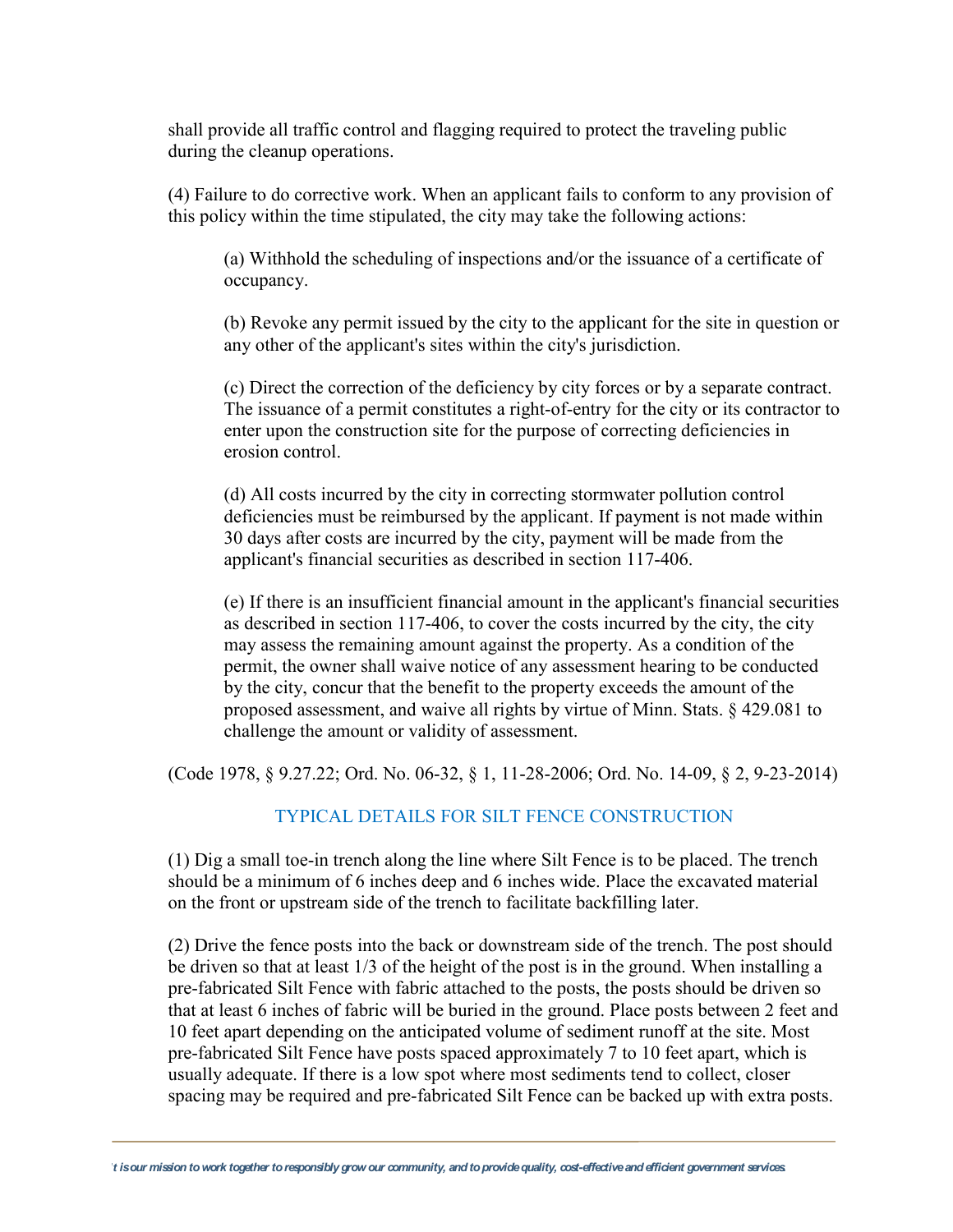shall provide all traffic control and flagging required to protect the traveling public during the cleanup operations.

(4) Failure to do corrective work. When an applicant fails to conform to any provision of this policy within the time stipulated, the city may take the following actions:

(a) Withhold the scheduling of inspections and/or the issuance of a certificate of occupancy.

(b) Revoke any permit issued by the city to the applicant for the site in question or any other of the applicant's sites within the city's jurisdiction.

(c) Direct the correction of the deficiency by city forces or by a separate contract. The issuance of a permit constitutes a right-of-entry for the city or its contractor to enter upon the construction site for the purpose of correcting deficiencies in erosion control.

(d) All costs incurred by the city in correcting stormwater pollution control deficiencies must be reimbursed by the applicant. If payment is not made within 30 days after costs are incurred by the city, payment will be made from the applicant's financial securities as described in section 117-406.

(e) If there is an insufficient financial amount in the applicant's financial securities as described in section 117-406, to cover the costs incurred by the city, the city may assess the remaining amount against the property. As a condition of the permit, the owner shall waive notice of any assessment hearing to be conducted by the city, concur that the benefit to the property exceeds the amount of the proposed assessment, and waive all rights by virtue of Minn. Stats. § 429.081 to challenge the amount or validity of assessment.

(Code 1978, § 9.27.22; Ord. No. 06-32, § 1, 11-28-2006; Ord. No. 14-09, § 2, 9-23-2014)

## TYPICAL DETAILS FOR SILT FENCE CONSTRUCTION

(1) Dig a small toe-in trench along the line where Silt Fence is to be placed. The trench should be a minimum of 6 inches deep and 6 inches wide. Place the excavated material on the front or upstream side of the trench to facilitate backfilling later.

(2) Drive the fence posts into the back or downstream side of the trench. The post should be driven so that at least 1/3 of the height of the post is in the ground. When installing a pre-fabricated Silt Fence with fabric attached to the posts, the posts should be driven so that at least 6 inches of fabric will be buried in the ground. Place posts between 2 feet and 10 feet apart depending on the anticipated volume of sediment runoff at the site. Most pre-fabricated Silt Fence have posts spaced approximately 7 to 10 feet apart, which is usually adequate. If there is a low spot where most sediments tend to collect, closer spacing may be required and pre-fabricated Silt Fence can be backed up with extra posts.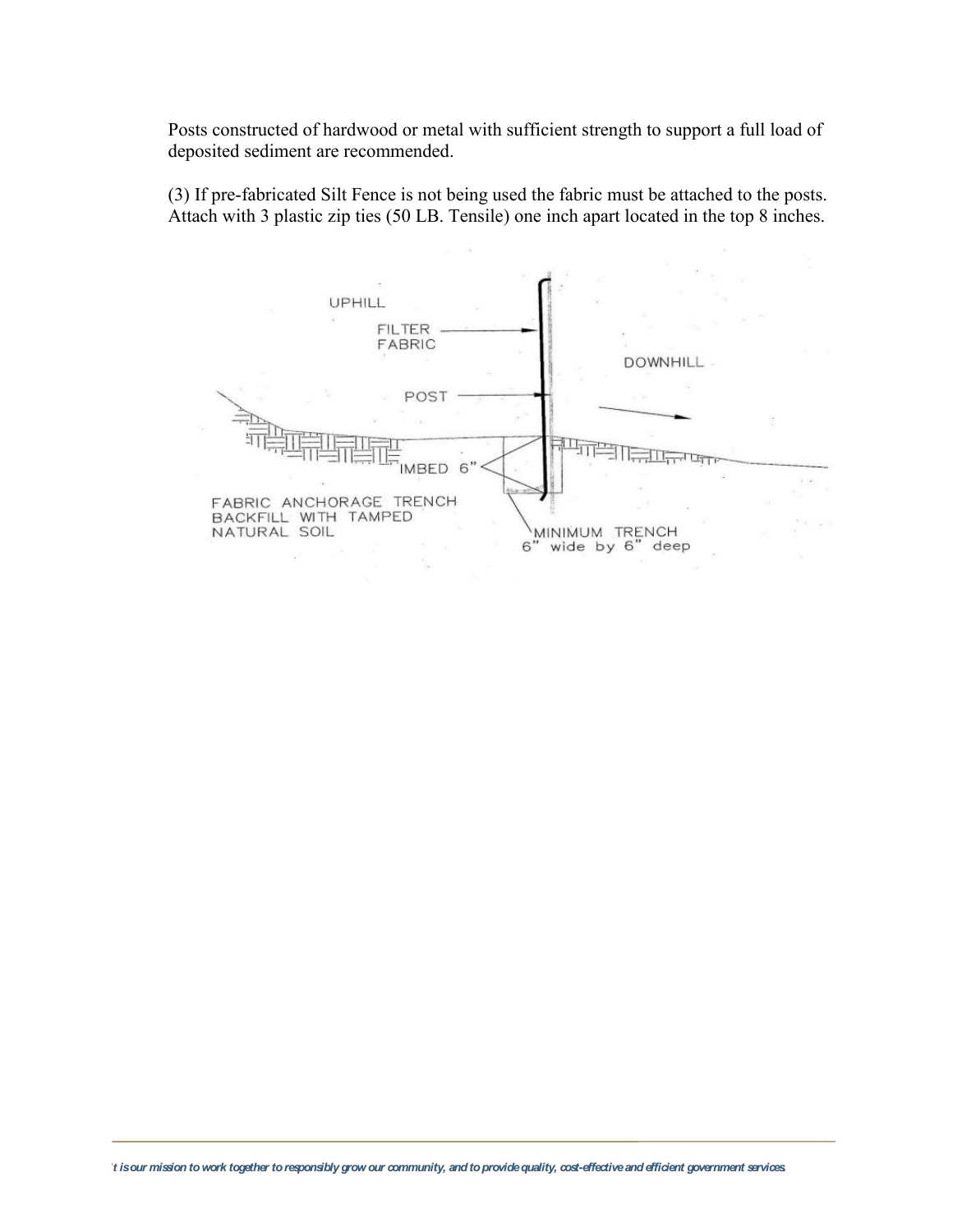Posts constructed of hardwood or metal with sufficient strength to support a full load of deposited sediment are recommended.

(3) If pre-fabricated Silt Fence is not being used the fabric must be attached to the posts. Attach with 3 plastic zip ties (50 LB. Tensile) one inch apart located in the top 8 inches.

UPHILL

FILTER FABRIC

DOWNHILL

POST

IMBED 6"

FABRIC ANCHORAGE TRENCH BACKFILL WITH TAMPED NATURAL SOIL

MINIMUM TRENCH 6" wide by 6" deep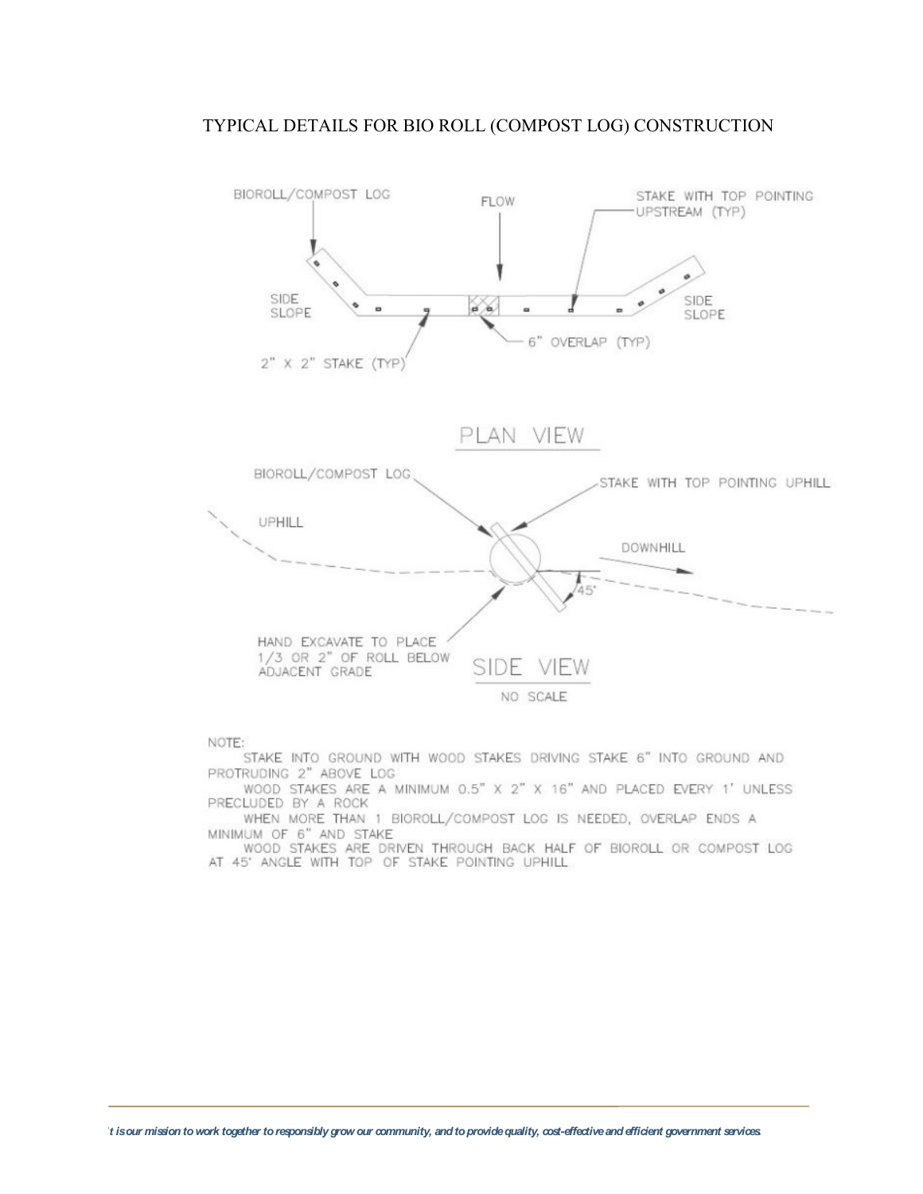TYPICAL DETAILS FOR BIO ROLL (COMPOST LOG) CONSTRUCTION

BIOROLL/COMPOST LOG

FLOW

STAKE WITH TOP POINTING UPSTREAM (TYP)

SIDE SLOPE

SIDE SLOPE

2" X 2" STAKE (TYP)

6" OVERLAP (TYP)

PLAN VIEW

BIOROLL/COMPOST LOG

STAKE WITH TOP POINTING UPHILL

UPHILL

DOWNHILL

45°

HAND EXCAVATE TO PLACE 1/3 OR 2" OF ROLL BELOW ADJACENT GRADE

SIDE VIEW

NO SCALE

NOTE:

STAKE INTO GROUND WITH WOOD STAKES DRIVING STAKE 6" INTO GROUND AND PROTRUDING 2" ABOVE LOG

WOOD STAKES ARE A MINIMUM 0.5" X 2" X 16" AND PLACED EVERY 1' UNLESS PRECLUDED BY A ROCK

WHEN MORE THAN 1 BIOROLL/COMPOST LOG IS NEEDED, OVERLAP ENDS A MINIMUM OF 6" AND STAKE

WOOD STAKES ARE DRIVEN THROUGH BACK HALF OF BIOROLL OR COMPOST LOG AT 45° ANGLE WITH TOP OF STAKE POINTING UPHILL